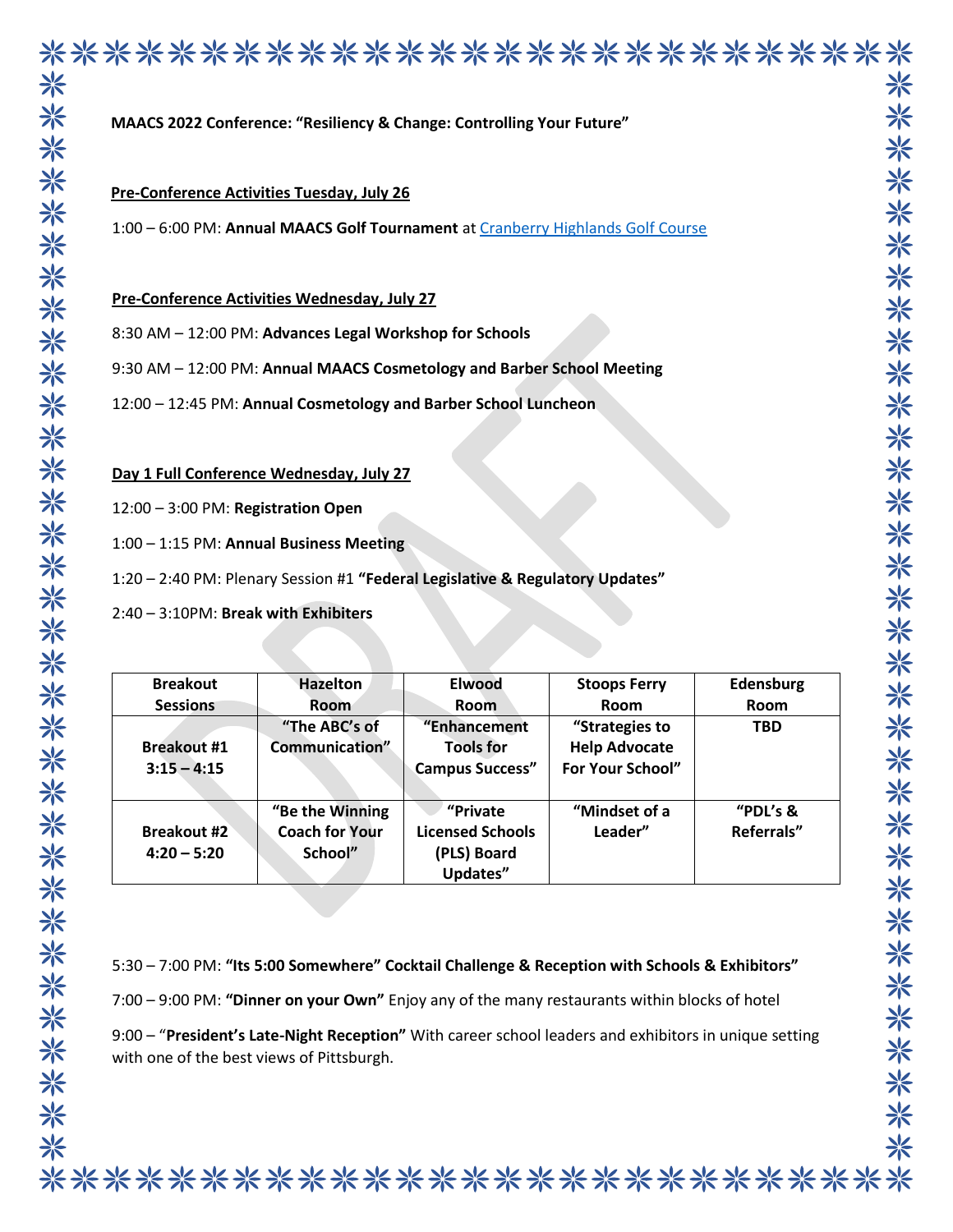**MAACS 2022 Conference: "Resiliency & Change: Controlling Your Future"**

**Pre-Conference Activities Tuesday, July 26**

1:00 – 6:00 PM: **Annual MAACS Golf Tournament** at Cranberry Highlands Golf Course

**Pre-Conference Activities Wednesday, July 27**

8:30 AM – 12:00 PM: **Advances Legal Workshop for Schools**

9:30 AM – 12:00 PM: **Annual MAACS Cosmetology and Barber School Meeting**

12:00 – 12:45 PM: **Annual Cosmetology and Barber School Luncheon**

**Day 1 Full Conference Wednesday, July 27**

12:00 – 3:00 PM: **Registration Open**

1:00 – 1:15 PM: **Annual Business Meeting**

1:20 – 2:40 PM: Plenary Session #1 **"Federal Legislative & Regulatory Updates"**

2:40 – 3:10PM: **Break with Exhibiters**

| Breakout Sessions | Hazelton Room | Elwood Room | Stoops Ferry Room | Edensburg Room |
|---|---|---|---|---|
| **Breakout #1 3:15 – 4:15** | **"The ABC's of Communication"** | **"Enhancement Tools for Campus Success"** | **"Strategies to Help Advocate For Your School"** | **TBD** |
| **Breakout #2 4:20 – 5:20** | **"Be the Winning Coach for Your School"** | **"Private Licensed Schools (PLS) Board Updates"** | **"Mindset of a Leader"** | **"PDL's & Referrals"** |

5:30 – 7:00 PM: **"Its 5:00 Somewhere" Cocktail Challenge & Reception with Schools & Exhibitors"**

7:00 – 9:00 PM: **"Dinner on your Own"** Enjoy any of the many restaurants within blocks of hotel

9:00 – "**President's Late-Night Reception"** With career school leaders and exhibitors in unique setting with one of the best views of Pittsburgh.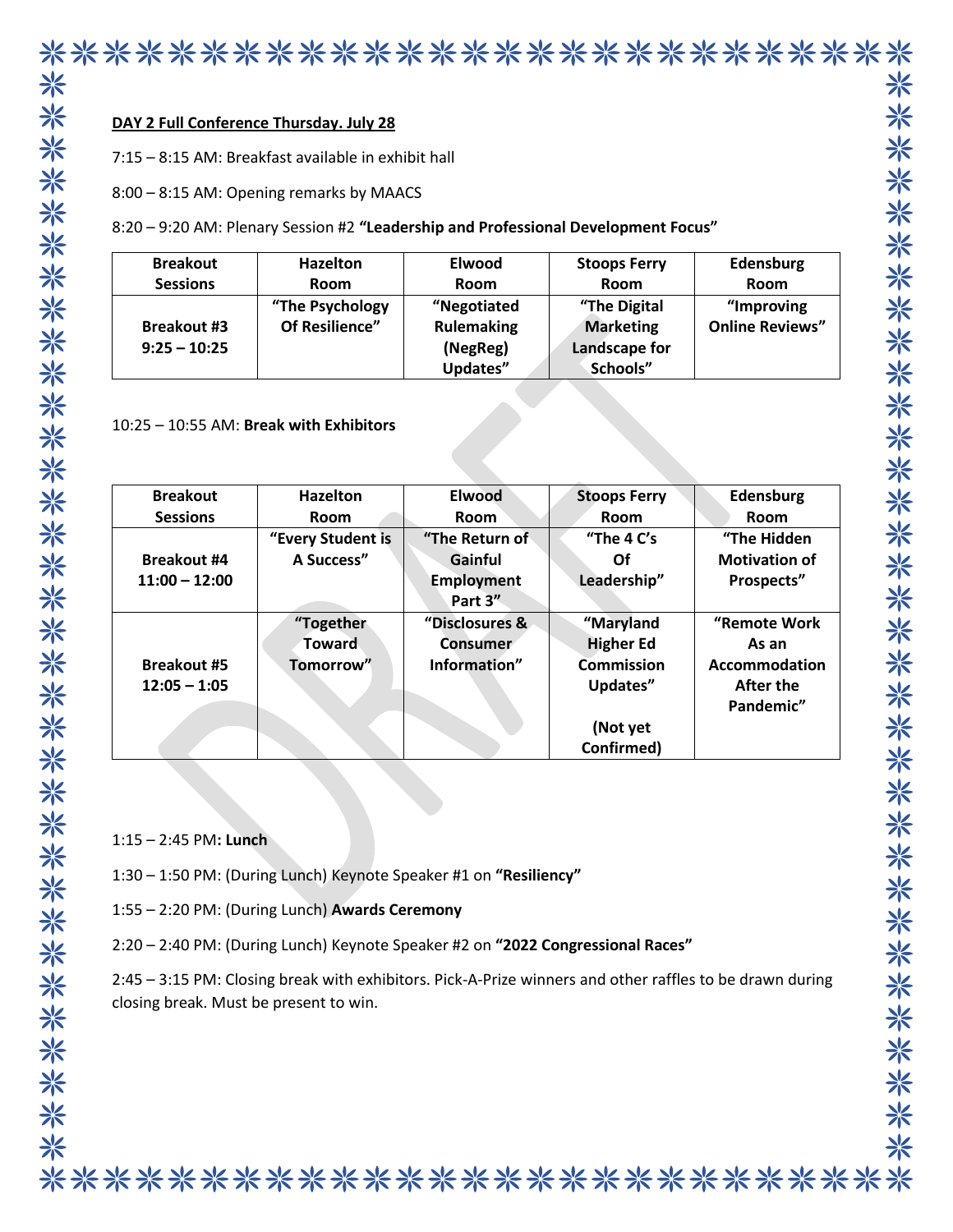**DAY 2 Full Conference Thursday. July 28**

7:15 – 8:15 AM: Breakfast available in exhibit hall

8:00 – 8:15 AM: Opening remarks by MAACS

8:20 – 9:20 AM: Plenary Session #2 **"Leadership and Professional Development Focus"**

| Breakout Sessions | Hazelton Room | Elwood Room | Stoops Ferry Room | Edensburg Room |
|---|---|---|---|---|
| **Breakout #3 9:25 – 10:25** | **"The Psychology Of Resilience"** | **"Negotiated Rulemaking (NegReg) Updates"** | **"The Digital Marketing Landscape for Schools"** | **"Improving Online Reviews"** |

10:25 – 10:55 AM: **Break with Exhibitors**

| Breakout Sessions | Hazelton Room | Elwood Room | Stoops Ferry Room | Edensburg Room |
|---|---|---|---|---|
| **Breakout #4 11:00 – 12:00** | **"Every Student is A Success"** | **"The Return of Gainful Employment Part 3"** | **"The 4 C's Of Leadership"** | **"The Hidden Motivation of Prospects"** |
| **Breakout #5 12:05 – 1:05** | **"Together Toward Tomorrow"** | **"Disclosures & Consumer Information"** | **"Maryland Higher Ed Commission Updates" (Not yet Confirmed)** | **"Remote Work As an Accommodation After the Pandemic"** |

1:15 – 2:45 PM**: Lunch**

1:30 – 1:50 PM: (During Lunch) Keynote Speaker #1 on **"Resiliency"**

1:55 – 2:20 PM: (During Lunch) **Awards Ceremony**

2:20 – 2:40 PM: (During Lunch) Keynote Speaker #2 on **"2022 Congressional Races"**

2:45 – 3:15 PM: Closing break with exhibitors. Pick-A-Prize winners and other raffles to be drawn during closing break. Must be present to win.